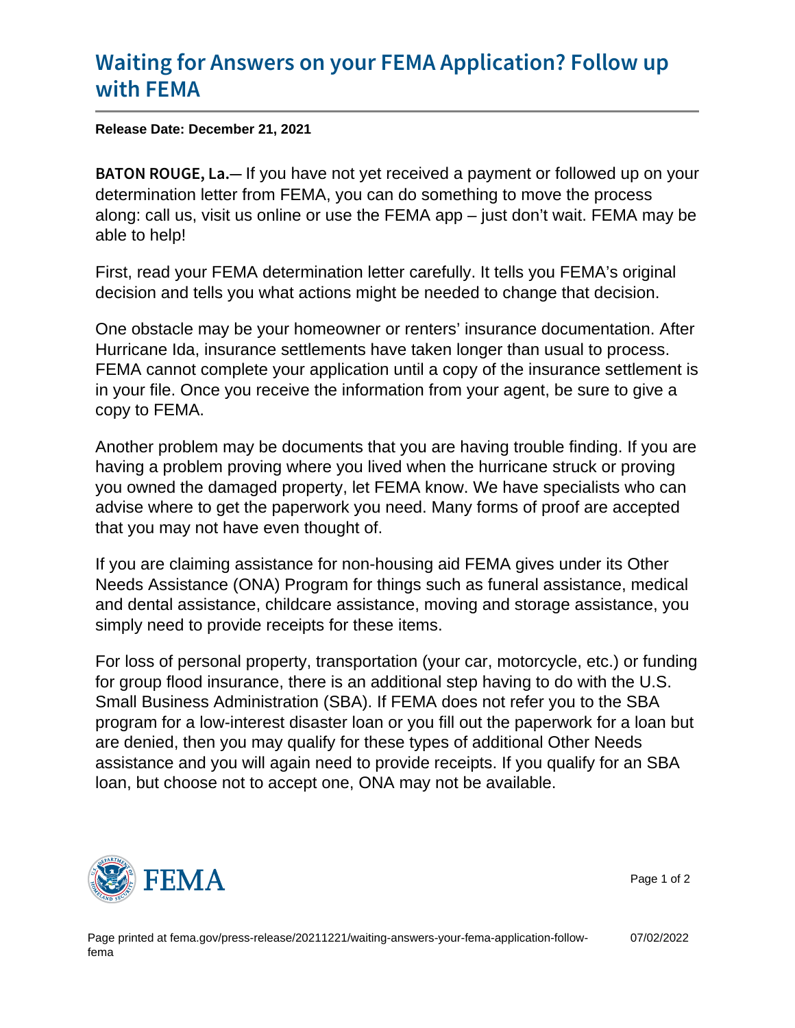# Waiting for Answers on your FEMA Application? Follow up with FEMA

**Release Date: December 21, 2021**

**BATON ROUGE, La.**— If you have not yet received a payment or followed up on your determination letter from FEMA, you can do something to move the process along: call us, visit us online or use the FEMA app – just don't wait. FEMA may be able to help!

First, read your FEMA determination letter carefully. It tells you FEMA's original decision and tells you what actions might be needed to change that decision.

One obstacle may be your homeowner or renters' insurance documentation. After Hurricane Ida, insurance settlements have taken longer than usual to process. FEMA cannot complete your application until a copy of the insurance settlement is in your file. Once you receive the information from your agent, be sure to give a copy to FEMA.

Another problem may be documents that you are having trouble finding. If you are having a problem proving where you lived when the hurricane struck or proving you owned the damaged property, let FEMA know. We have specialists who can advise where to get the paperwork you need. Many forms of proof are accepted that you may not have even thought of.

If you are claiming assistance for non-housing aid FEMA gives under its Other Needs Assistance (ONA) Program for things such as funeral assistance, medical and dental assistance, childcare assistance, moving and storage assistance, you simply need to provide receipts for these items.

For loss of personal property, transportation (your car, motorcycle, etc.) or funding for group flood insurance, there is an additional step having to do with the U.S. Small Business Administration (SBA). If FEMA does not refer you to the SBA program for a low-interest disaster loan or you fill out the paperwork for a loan but are denied, then you may qualify for these types of additional Other Needs assistance and you will again need to provide receipts. If you qualify for an SBA loan, but choose not to accept one, ONA may not be available.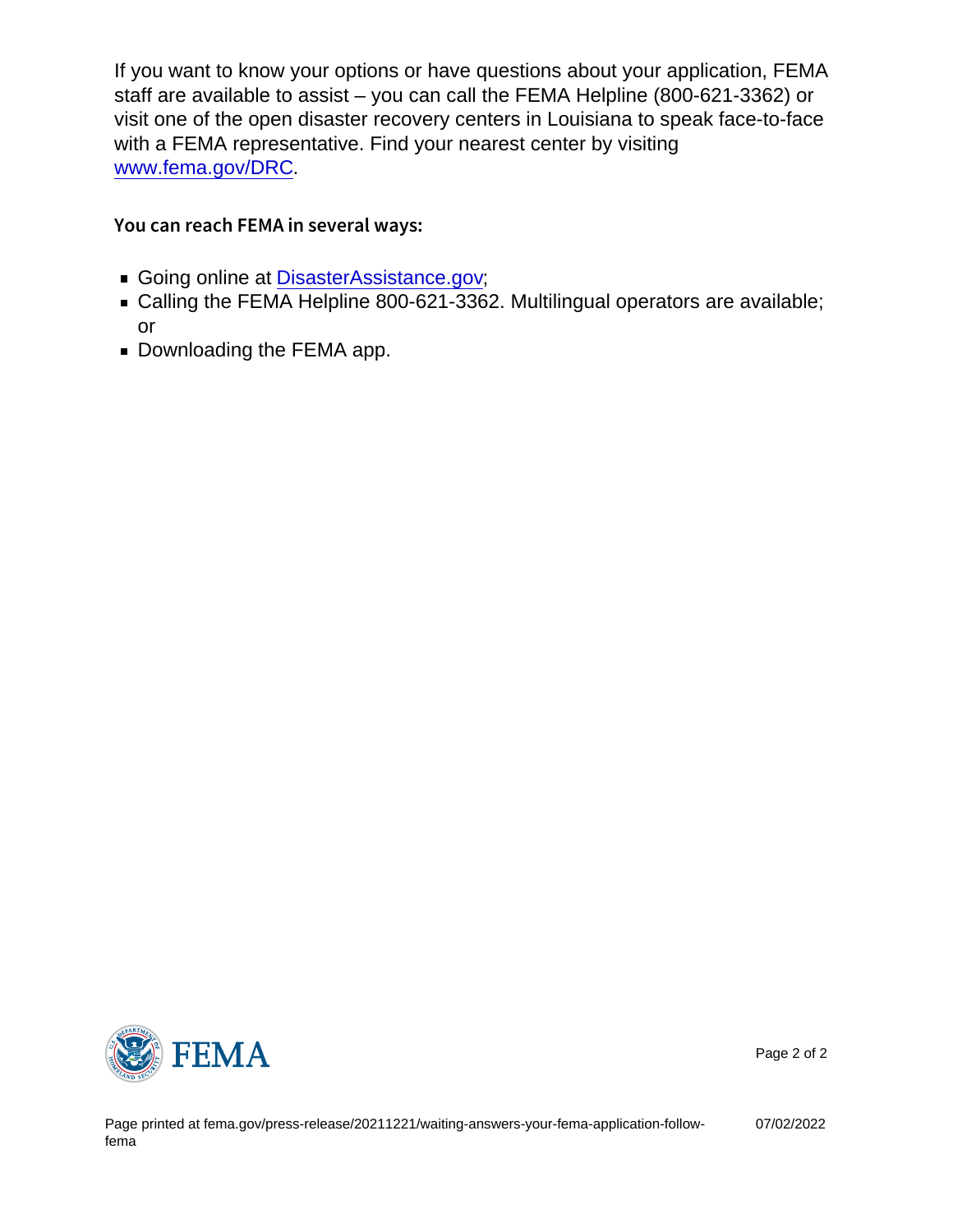If you want to know your options or have questions about your application, FEMA staff are available to assist – you can call the FEMA Helpline (800-621-3362) or visit one of the open disaster recovery centers in Louisiana to speak face-to-face with a FEMA representative. Find your nearest center by visiting www.fema.gov/DRC.

### You can reach FEMA in several ways:

- Going online at DisasterAssistance.gov;
- Calling the FEMA Helpline 800-621-3362. Multilingual operators are available; or
- Downloading the FEMA app.